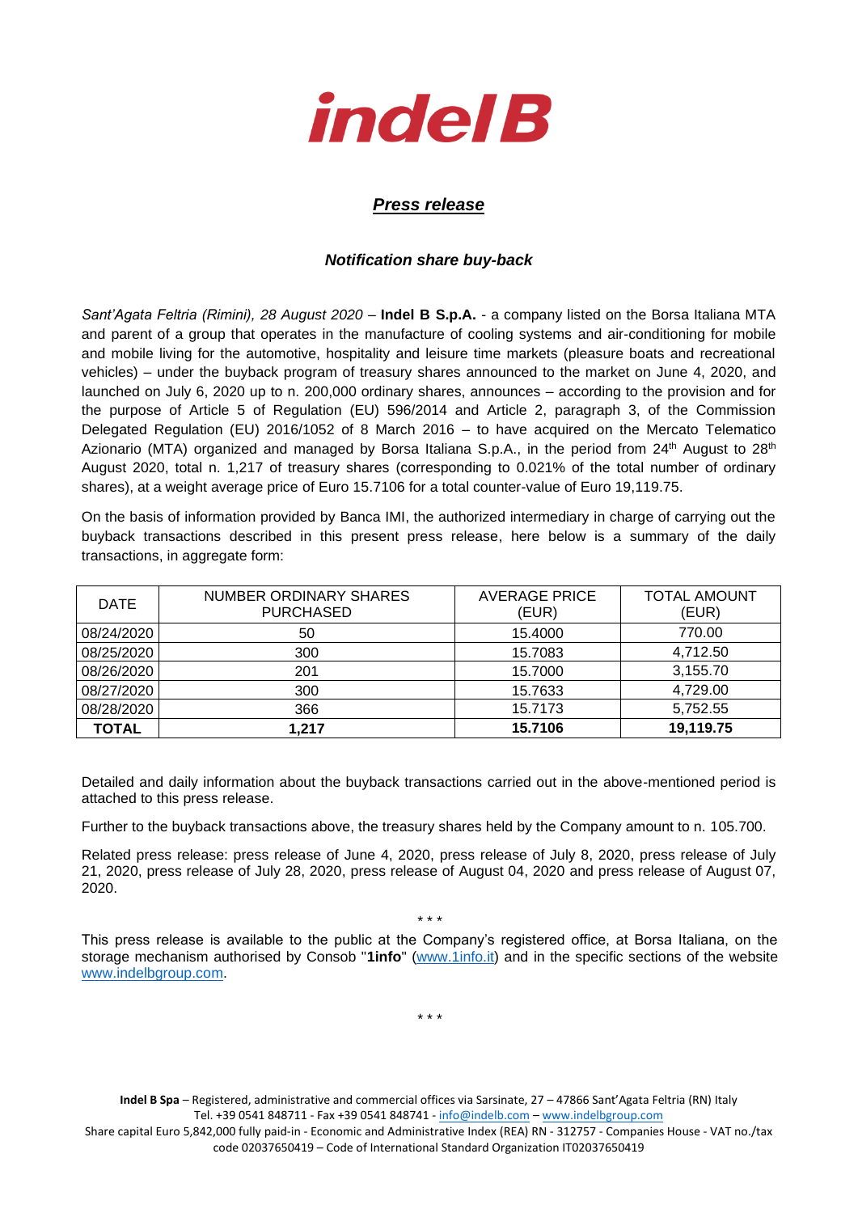# indel B

## *Press release*

### *Notification share buy-back*

*Sant'Agata Feltria (Rimini), 28 August 2020* – **Indel B S.p.A.** - a company listed on the Borsa Italiana MTA and parent of a group that operates in the manufacture of cooling systems and air-conditioning for mobile and mobile living for the automotive, hospitality and leisure time markets (pleasure boats and recreational vehicles) – under the buyback program of treasury shares announced to the market on June 4, 2020, and launched on July 6, 2020 up to n. 200,000 ordinary shares, announces – according to the provision and for the purpose of Article 5 of Regulation (EU) 596/2014 and Article 2, paragraph 3, of the Commission Delegated Regulation (EU) 2016/1052 of 8 March 2016 – to have acquired on the Mercato Telematico Azionario (MTA) organized and managed by Borsa Italiana S.p.A., in the period from 24th August to 28th August 2020, total n. 1,217 of treasury shares (corresponding to 0.021% of the total number of ordinary shares), at a weight average price of Euro 15.7106 for a total counter-value of Euro 19,119.75.

On the basis of information provided by Banca IMI, the authorized intermediary in charge of carrying out the buyback transactions described in this present press release, here below is a summary of the daily transactions, in aggregate form:

| DATE | NUMBER ORDINARY SHARES PURCHASED | AVERAGE PRICE (EUR) | TOTAL AMOUNT (EUR) |
|---|---|---|---|
| 08/24/2020 | 50 | 15.4000 | 770.00 |
| 08/25/2020 | 300 | 15.7083 | 4,712.50 |
| 08/26/2020 | 201 | 15.7000 | 3,155.70 |
| 08/27/2020 | 300 | 15.7633 | 4,729.00 |
| 08/28/2020 | 366 | 15.7173 | 5,752.55 |
| **TOTAL** | **1,217** | **15.7106** | **19,119.75** |

Detailed and daily information about the buyback transactions carried out in the above-mentioned period is attached to this press release.

Further to the buyback transactions above, the treasury shares held by the Company amount to n. 105.700.

Related press release: press release of June 4, 2020, press release of July 8, 2020, press release of July 21, 2020, press release of July 28, 2020, press release of August 04, 2020 and press release of August 07, 2020.

\* \* \*

This press release is available to the public at the Company's registered office, at Borsa Italiana, on the storage mechanism authorised by Consob "**1info**" (www.1info.it) and in the specific sections of the website www.indelbgroup.com.

\* \* \*

**Indel B Spa** – Registered, administrative and commercial offices via Sarsinate, 27 – 47866 Sant'Agata Feltria (RN) Italy
Tel. +39 0541 848711 - Fax +39 0541 848741 - info@indelb.com – www.indelbgroup.com
Share capital Euro 5,842,000 fully paid-in - Economic and Administrative Index (REA) RN - 312757 - Companies House - VAT no./tax code 02037650419 – Code of International Standard Organization IT02037650419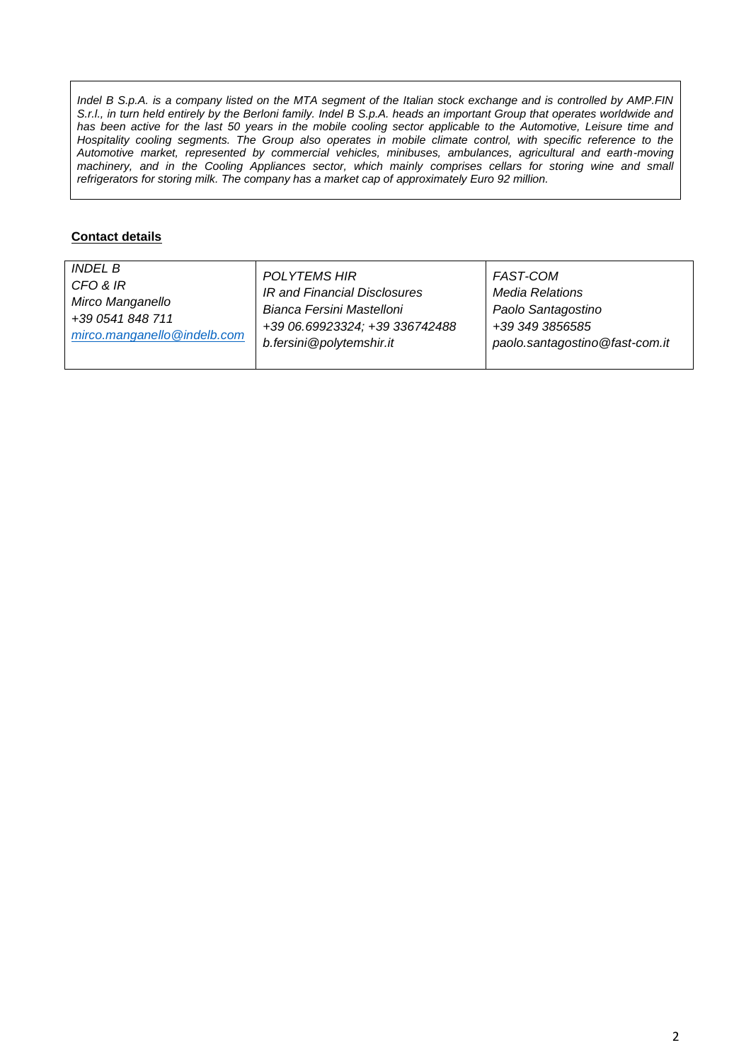*Indel B S.p.A. is a company listed on the MTA segment of the Italian stock exchange and is controlled by AMP.FIN S.r.l., in turn held entirely by the Berloni family. Indel B S.p.A. heads an important Group that operates worldwide and has been active for the last 50 years in the mobile cooling sector applicable to the Automotive, Leisure time and Hospitality cooling segments. The Group also operates in mobile climate control, with specific reference to the Automotive market, represented by commercial vehicles, minibuses, ambulances, agricultural and earth-moving machinery, and in the Cooling Appliances sector, which mainly comprises cellars for storing wine and small refrigerators for storing milk. The company has a market cap of approximately Euro 92 million.*

**Contact details**

| *INDEL B*<br>*CFO & IR*<br>*Mirco Manganello*<br>*+39 0541 848 711*<br>*mirco.manganello@indelb.com* | *POLYTEMS HIR*<br>*IR and Financial Disclosures*<br>*Bianca Fersini Mastelloni*<br>*+39 06.69923324; +39 336742488*<br>*b.fersini@polytemshir.it* | *FAST-COM*<br>*Media Relations*<br>*Paolo Santagostino*<br>*+39 349 3856585*<br>*paolo.santagostino@fast-com.it* |
|---|---|---|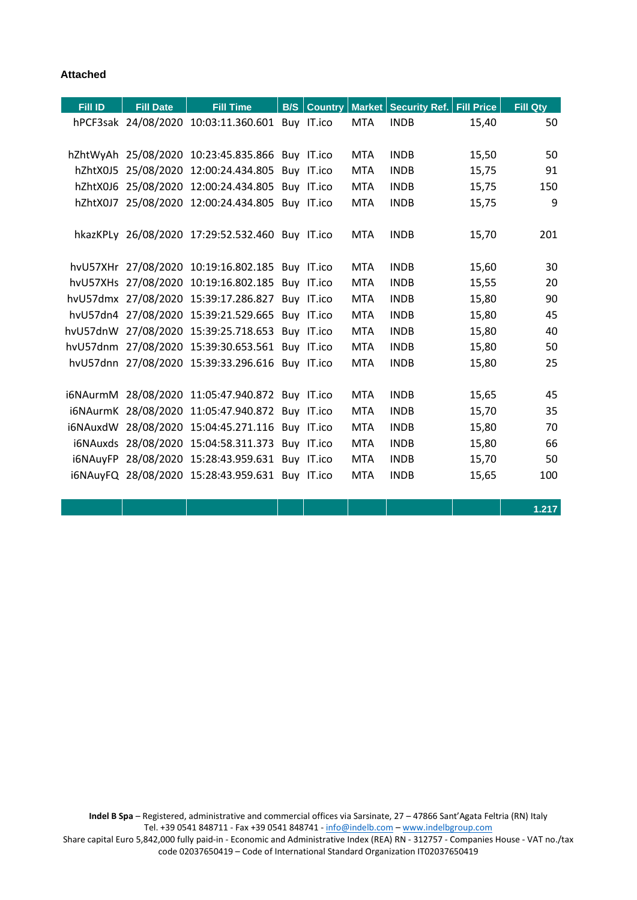**Attached**

| Fill ID | Fill Date | Fill Time | B/S | Country | Market | Security Ref. | Fill Price | Fill Qty |
|---|---|---|---|---|---|---|---|---|
| hPCF3sak | 24/08/2020 | 10:03:11.360.601 | Buy | IT.ico | MTA | INDB | 15,40 | 50 |
| | | | | | | | | |
| hZhtWyAh | 25/08/2020 | 10:23:45.835.866 | Buy | IT.ico | MTA | INDB | 15,50 | 50 |
| hZhtX0J5 | 25/08/2020 | 12:00:24.434.805 | Buy | IT.ico | MTA | INDB | 15,75 | 91 |
| hZhtX0J6 | 25/08/2020 | 12:00:24.434.805 | Buy | IT.ico | MTA | INDB | 15,75 | 150 |
| hZhtX0J7 | 25/08/2020 | 12:00:24.434.805 | Buy | IT.ico | MTA | INDB | 15,75 | 9 |
| | | | | | | | | |
| hkazKPLy | 26/08/2020 | 17:29:52.532.460 | Buy | IT.ico | MTA | INDB | 15,70 | 201 |
| | | | | | | | | |
| hvU57XHr | 27/08/2020 | 10:19:16.802.185 | Buy | IT.ico | MTA | INDB | 15,60 | 30 |
| hvU57XHs | 27/08/2020 | 10:19:16.802.185 | Buy | IT.ico | MTA | INDB | 15,55 | 20 |
| hvU57dmx | 27/08/2020 | 15:39:17.286.827 | Buy | IT.ico | MTA | INDB | 15,80 | 90 |
| hvU57dn4 | 27/08/2020 | 15:39:21.529.665 | Buy | IT.ico | MTA | INDB | 15,80 | 45 |
| hvU57dnW | 27/08/2020 | 15:39:25.718.653 | Buy | IT.ico | MTA | INDB | 15,80 | 40 |
| hvU57dnm | 27/08/2020 | 15:39:30.653.561 | Buy | IT.ico | MTA | INDB | 15,80 | 50 |
| hvU57dnn | 27/08/2020 | 15:39:33.296.616 | Buy | IT.ico | MTA | INDB | 15,80 | 25 |
| | | | | | | | | |
| i6NAurmM | 28/08/2020 | 11:05:47.940.872 | Buy | IT.ico | MTA | INDB | 15,65 | 45 |
| i6NAurmK | 28/08/2020 | 11:05:47.940.872 | Buy | IT.ico | MTA | INDB | 15,70 | 35 |
| i6NAuxdW | 28/08/2020 | 15:04:45.271.116 | Buy | IT.ico | MTA | INDB | 15,80 | 70 |
| i6NAuxds | 28/08/2020 | 15:04:58.311.373 | Buy | IT.ico | MTA | INDB | 15,80 | 66 |
| i6NAuyFP | 28/08/2020 | 15:28:43.959.631 | Buy | IT.ico | MTA | INDB | 15,70 | 50 |
| i6NAuyFQ | 28/08/2020 | 15:28:43.959.631 | Buy | IT.ico | MTA | INDB | 15,65 | 100 |
| | | | | | | | | **1.217** |

**Indel B Spa** – Registered, administrative and commercial offices via Sarsinate, 27 – 47866 Sant'Agata Feltria (RN) Italy
Tel. +39 0541 848711 - Fax +39 0541 848741 - info@indelb.com – www.indelbgroup.com
Share capital Euro 5,842,000 fully paid-in - Economic and Administrative Index (REA) RN - 312757 - Companies House - VAT no./tax code 02037650419 – Code of International Standard Organization IT02037650419